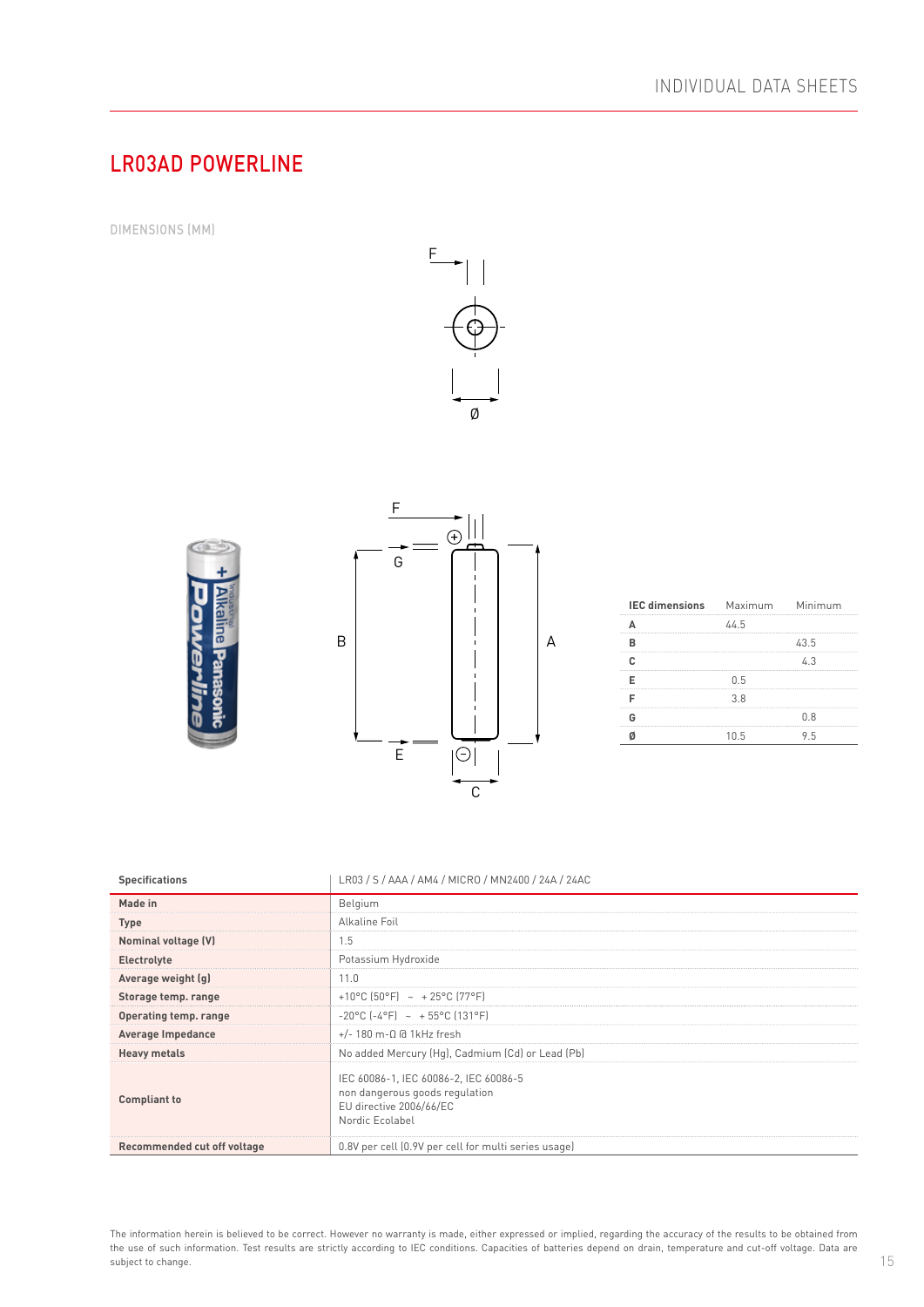# LR03AD POWERLINE

DIMENSIONS (MM)

| IEC dimensions | Maximum | Minimum |
|---|---|---|
| A | 44.5 | |
| B | | 43.5 |
| C | | 4.3 |
| E | 0.5 | |
| F | 3.8 | |
| G | | 0.8 |
| Ø | 10.5 | 9.5 |

| Specifications | LR03 / S / AAA / AM4 / MICRO / MN2400 / 24A / 24AC |
|---|---|
| **Made in** | Belgium |
| **Type** | Alkaline Foil |
| **Nominal voltage (V)** | 1.5 |
| **Electrolyte** | Potassium Hydroxide |
| **Average weight (g)** | 11.0 |
| **Storage temp. range** | +10°C (50°F) ~ + 25°C (77°F) |
| **Operating temp. range** | -20°C (-4°F) ~ + 55°C (131°F) |
| **Average Impedance** | +/- 180 m-Ω @ 1kHz fresh |
| **Heavy metals** | No added Mercury (Hg), Cadmium (Cd) or Lead (Pb) |
| **Compliant to** | IEC 60086-1, IEC 60086-2, IEC 60086-5<br>non dangerous goods regulation<br>EU directive 2006/66/EC<br>Nordic Ecolabel |
| **Recommended cut off voltage** | 0.8V per cell (0.9V per cell for multi series usage) |

The information herein is believed to be correct. However no warranty is made, either expressed or implied, regarding the accuracy of the results to be obtained from the use of such information. Test results are strictly according to IEC conditions. Capacities of batteries depend on drain, temperature and cut-off voltage. Data are subject to change.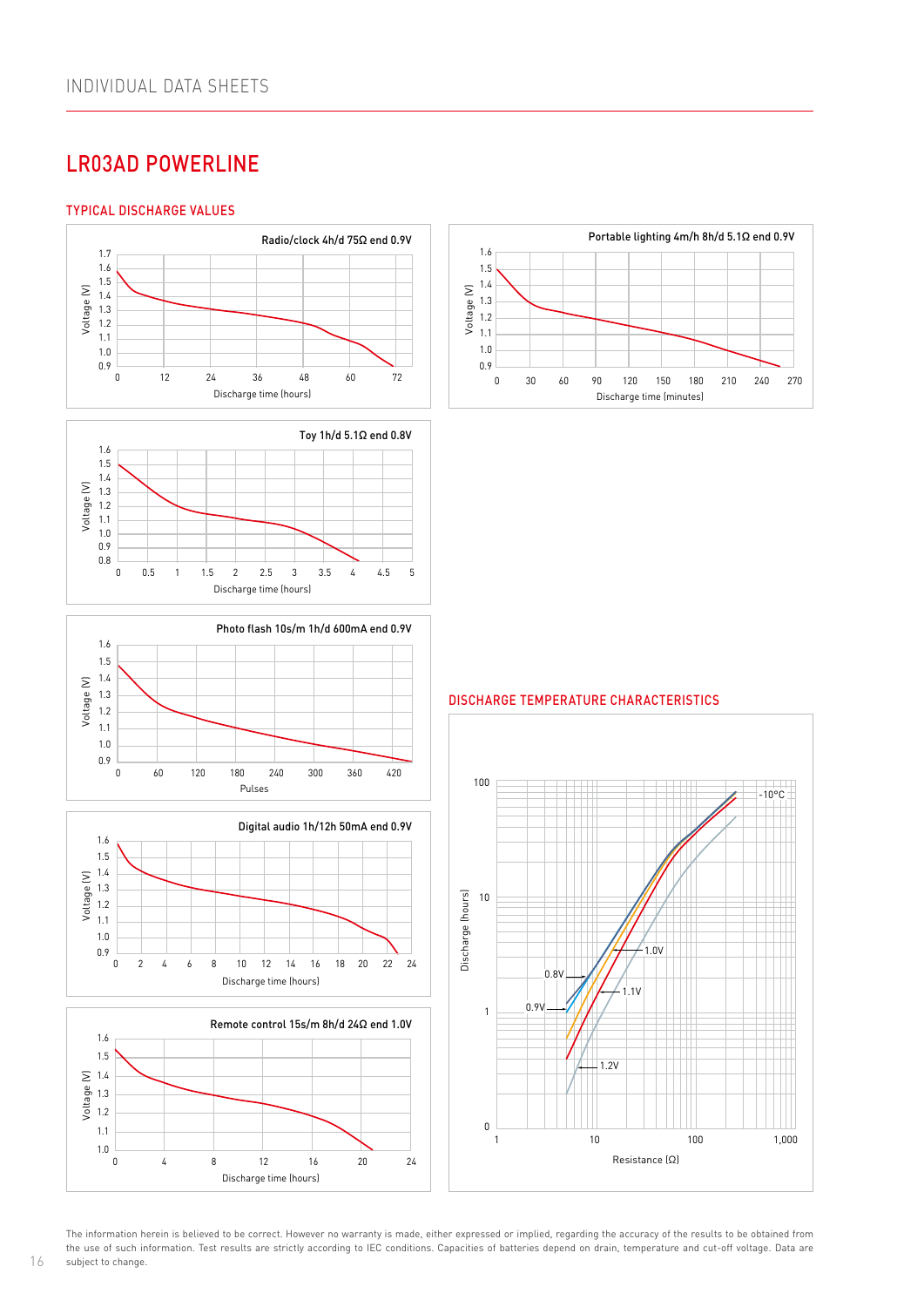## LR03AD POWERLINE

### TYPICAL DISCHARGE VALUES

Radio/clock 4h/d 75Ω end 0.9V

Voltage [V]

Discharge time [hours]

Portable lighting 4m/h 8h/d 5.1Ω end 0.9V

Voltage [V]

Discharge time [minutes]

Toy 1h/d 5.1Ω end 0.8V

Voltage [V]

Discharge time [hours]

Photo flash 10s/m 1h/d 600mA end 0.9V

Voltage [V]

Pulses

Digital audio 1h/12h 50mA end 0.9V

Voltage [V]

Discharge time [hours]

Remote control 15s/m 8h/d 24Ω end 1.0V

Voltage [V]

Discharge time [hours]

### DISCHARGE TEMPERATURE CHARACTERISTICS

-10°C

0.8V, 0.9V, 1.0V, 1.1V, 1.2V

Discharge [hours]

Resistance [Ω]

The information herein is believed to be correct. However no warranty is made, either expressed or implied, regarding the accuracy of the results to be obtained from the use of such information. Test results are strictly according to IEC conditions. Capacities of batteries depend on drain, temperature and cut-off voltage. Data are subject to change.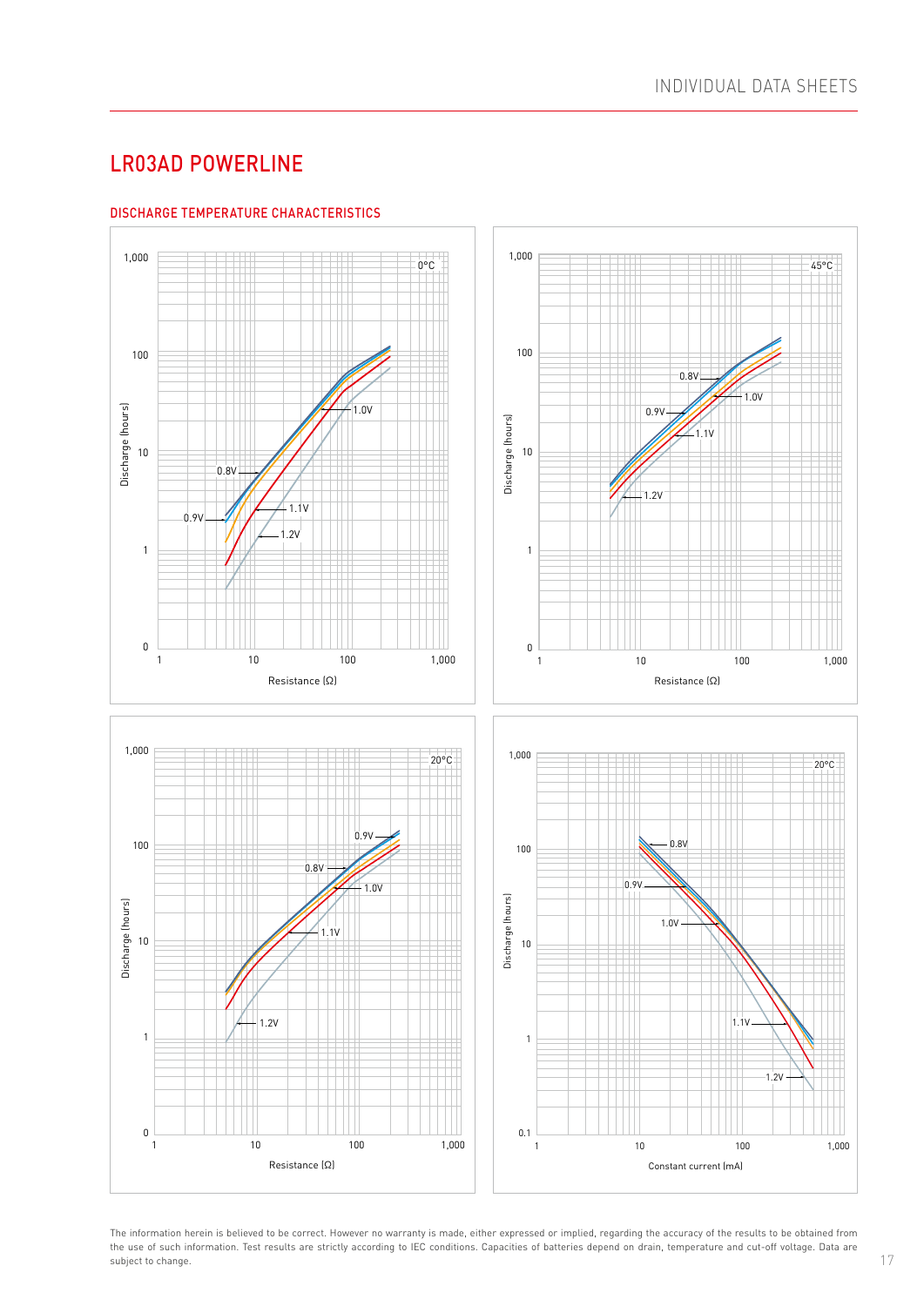# LR03AD POWERLINE

## DISCHARGE TEMPERATURE CHARACTERISTICS

0°C

Discharge (hours)

1,000
100
10
1
0

Resistance (Ω)

1
10
100
1,000

0.8V
0.9V
1.0V
1.1V
1.2V

45°C

Discharge (hours)

1,000
100
10
1
0

Resistance (Ω)

1
10
100
1,000

0.8V
0.9V
1.0V
1.1V
1.2V

20°C

Discharge (hours)

1,000
100
10
1
0

Resistance (Ω)

1
10
100
1,000

0.9V
0.8V
1.0V
1.1V
1.2V

20°C

Discharge (hours)

1,000
100
10
1
0.1

Constant current (mA)

1
10
100
1,000

0.8V
0.9V
1.0V
1.1V
1.2V

The information herein is believed to be correct. However no warranty is made, either expressed or implied, regarding the accuracy of the results to be obtained from the use of such information. Test results are strictly according to IEC conditions. Capacities of batteries depend on drain, temperature and cut-off voltage. Data are subject to change.